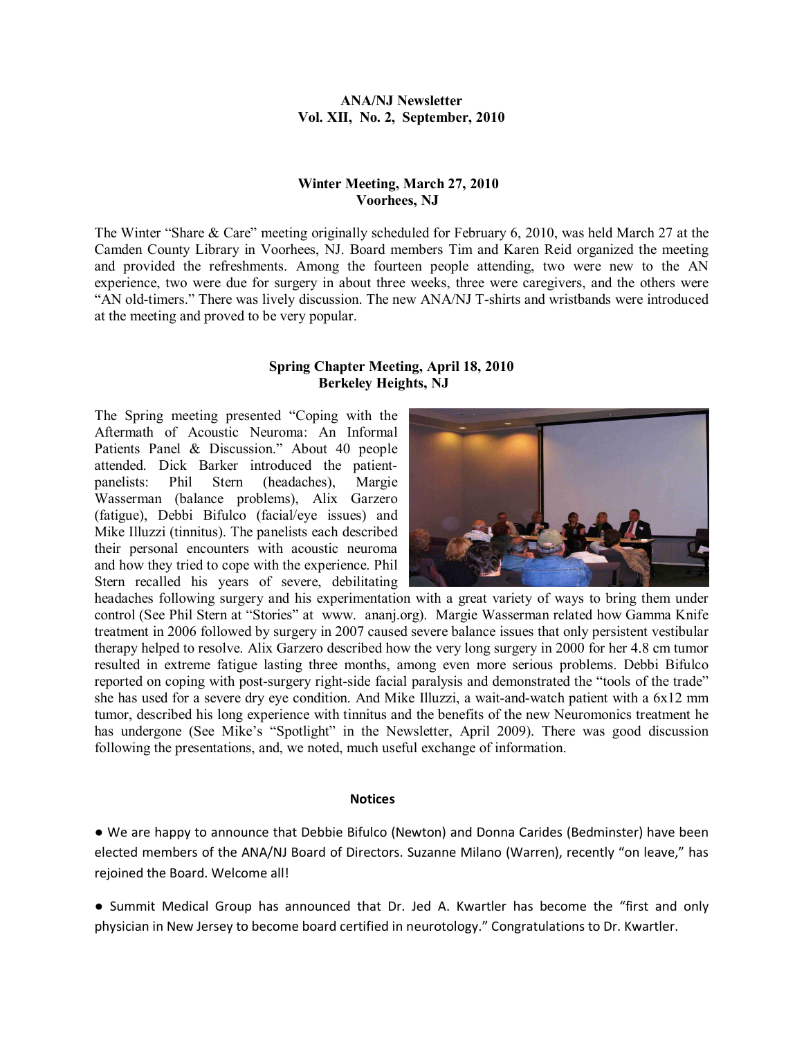**ANA/NJ Newsletter**
**Vol. XII, No. 2, September, 2010**

## Winter Meeting, March 27, 2010
## Voorhees, NJ

The Winter "Share & Care" meeting originally scheduled for February 6, 2010, was held March 27 at the Camden County Library in Voorhees, NJ. Board members Tim and Karen Reid organized the meeting and provided the refreshments. Among the fourteen people attending, two were new to the AN experience, two were due for surgery in about three weeks, three were caregivers, and the others were "AN old-timers." There was lively discussion. The new ANA/NJ T-shirts and wristbands were introduced at the meeting and proved to be very popular.

## Spring Chapter Meeting, April 18, 2010
## Berkeley Heights, NJ

The Spring meeting presented "Coping with the Aftermath of Acoustic Neuroma: An Informal Patients Panel & Discussion." About 40 people attended. Dick Barker introduced the patient-panelists: Phil Stern (headaches), Margie Wasserman (balance problems), Alix Garzero (fatigue), Debbi Bifulco (facial/eye issues) and Mike Illuzzi (tinnitus). The panelists each described their personal encounters with acoustic neuroma and how they tried to cope with the experience. Phil Stern recalled his years of severe, debilitating headaches following surgery and his experimentation with a great variety of ways to bring them under control (See Phil Stern at "Stories" at www. ananj.org). Margie Wasserman related how Gamma Knife treatment in 2006 followed by surgery in 2007 caused severe balance issues that only persistent vestibular therapy helped to resolve. Alix Garzero described how the very long surgery in 2000 for her 4.8 cm tumor resulted in extreme fatigue lasting three months, among even more serious problems. Debbi Bifulco reported on coping with post-surgery right-side facial paralysis and demonstrated the "tools of the trade" she has used for a severe dry eye condition. And Mike Illuzzi, a wait-and-watch patient with a 6x12 mm tumor, described his long experience with tinnitus and the benefits of the new Neuromonics treatment he has undergone (See Mike's "Spotlight" in the Newsletter, April 2009). There was good discussion following the presentations, and, we noted, much useful exchange of information.

### Notices

● We are happy to announce that Debbie Bifulco (Newton) and Donna Carides (Bedminster) have been elected members of the ANA/NJ Board of Directors. Suzanne Milano (Warren), recently "on leave," has rejoined the Board. Welcome all!

● Summit Medical Group has announced that Dr. Jed A. Kwartler has become the "first and only physician in New Jersey to become board certified in neurotology." Congratulations to Dr. Kwartler.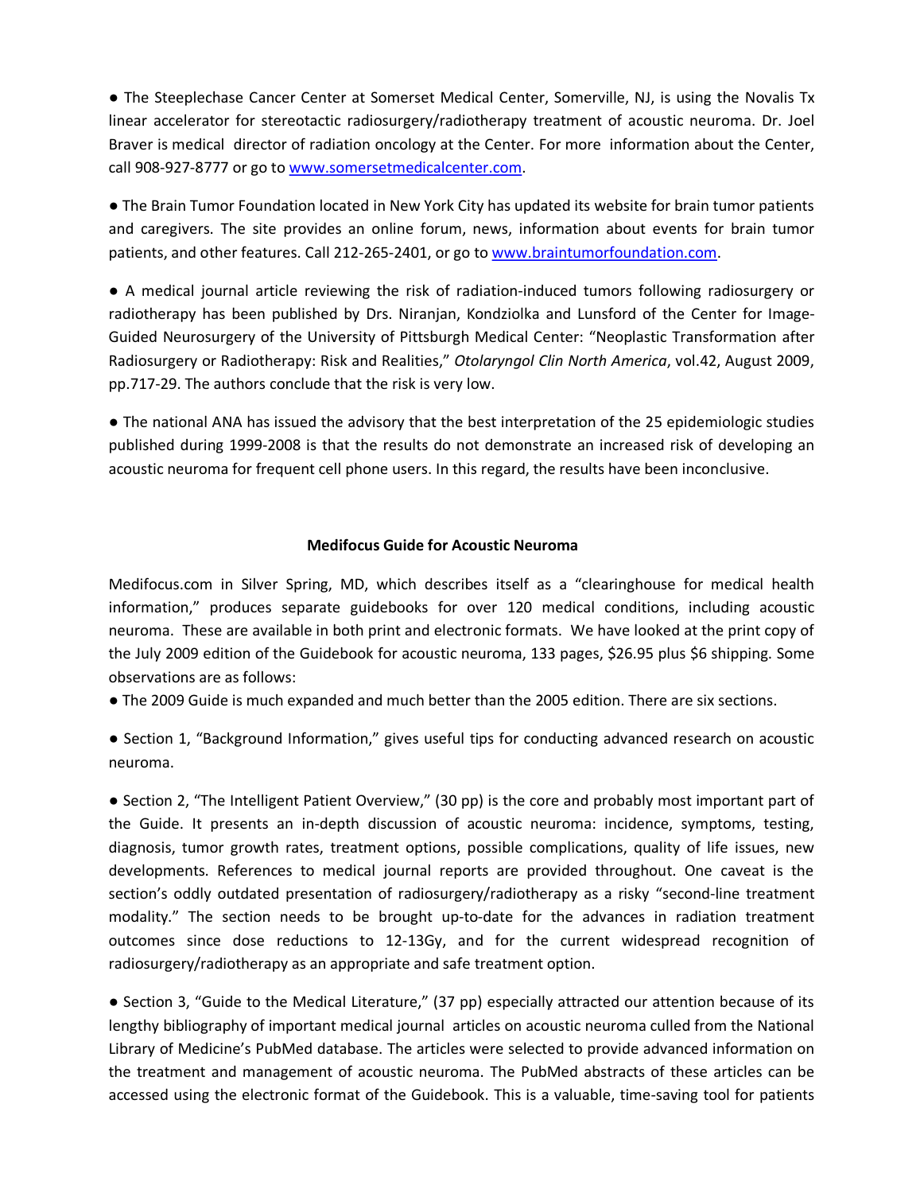● The Steeplechase Cancer Center at Somerset Medical Center, Somerville, NJ, is using the Novalis Tx linear accelerator for stereotactic radiosurgery/radiotherapy treatment of acoustic neuroma. Dr. Joel Braver is medical director of radiation oncology at the Center. For more information about the Center, call 908-927-8777 or go to www.somersetmedicalcenter.com.

● The Brain Tumor Foundation located in New York City has updated its website for brain tumor patients and caregivers. The site provides an online forum, news, information about events for brain tumor patients, and other features. Call 212-265-2401, or go to www.braintumorfoundation.com.

● A medical journal article reviewing the risk of radiation-induced tumors following radiosurgery or radiotherapy has been published by Drs. Niranjan, Kondziolka and Lunsford of the Center for Image-Guided Neurosurgery of the University of Pittsburgh Medical Center: "Neoplastic Transformation after Radiosurgery or Radiotherapy: Risk and Realities," *Otolaryngol Clin North America*, vol.42, August 2009, pp.717-29. The authors conclude that the risk is very low.

● The national ANA has issued the advisory that the best interpretation of the 25 epidemiologic studies published during 1999-2008 is that the results do not demonstrate an increased risk of developing an acoustic neuroma for frequent cell phone users. In this regard, the results have been inconclusive.

## Medifocus Guide for Acoustic Neuroma

Medifocus.com in Silver Spring, MD, which describes itself as a "clearinghouse for medical health information," produces separate guidebooks for over 120 medical conditions, including acoustic neuroma. These are available in both print and electronic formats. We have looked at the print copy of the July 2009 edition of the Guidebook for acoustic neuroma, 133 pages, $26.95 plus $6 shipping. Some observations are as follows:

● The 2009 Guide is much expanded and much better than the 2005 edition. There are six sections.

● Section 1, "Background Information," gives useful tips for conducting advanced research on acoustic neuroma.

● Section 2, "The Intelligent Patient Overview," (30 pp) is the core and probably most important part of the Guide. It presents an in-depth discussion of acoustic neuroma: incidence, symptoms, testing, diagnosis, tumor growth rates, treatment options, possible complications, quality of life issues, new developments. References to medical journal reports are provided throughout. One caveat is the section's oddly outdated presentation of radiosurgery/radiotherapy as a risky "second-line treatment modality." The section needs to be brought up-to-date for the advances in radiation treatment outcomes since dose reductions to 12-13Gy, and for the current widespread recognition of radiosurgery/radiotherapy as an appropriate and safe treatment option.

● Section 3, "Guide to the Medical Literature," (37 pp) especially attracted our attention because of its lengthy bibliography of important medical journal articles on acoustic neuroma culled from the National Library of Medicine's PubMed database. The articles were selected to provide advanced information on the treatment and management of acoustic neuroma. The PubMed abstracts of these articles can be accessed using the electronic format of the Guidebook. This is a valuable, time-saving tool for patients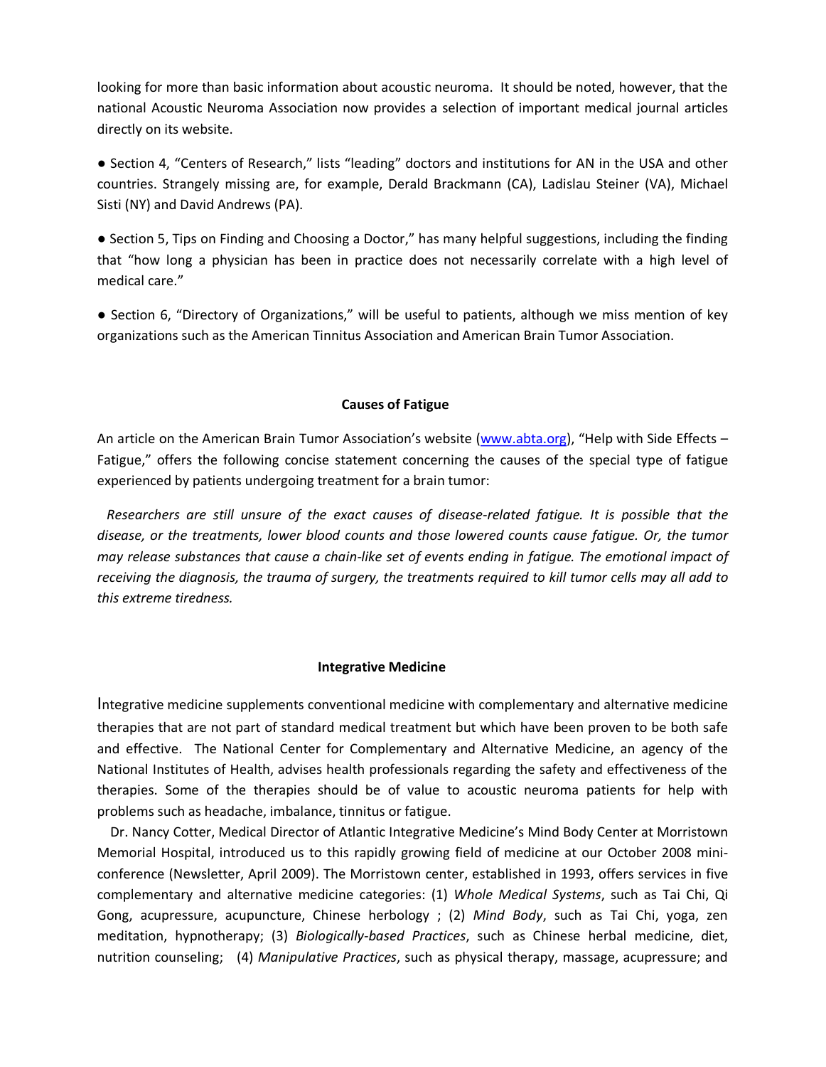looking for more than basic information about acoustic neuroma. It should be noted, however, that the national Acoustic Neuroma Association now provides a selection of important medical journal articles directly on its website.

● Section 4, "Centers of Research," lists "leading" doctors and institutions for AN in the USA and other countries. Strangely missing are, for example, Derald Brackmann (CA), Ladislau Steiner (VA), Michael Sisti (NY) and David Andrews (PA).

● Section 5, Tips on Finding and Choosing a Doctor," has many helpful suggestions, including the finding that "how long a physician has been in practice does not necessarily correlate with a high level of medical care."

● Section 6, "Directory of Organizations," will be useful to patients, although we miss mention of key organizations such as the American Tinnitus Association and American Brain Tumor Association.

### Causes of Fatigue

An article on the American Brain Tumor Association's website (www.abta.org), "Help with Side Effects – Fatigue," offers the following concise statement concerning the causes of the special type of fatigue experienced by patients undergoing treatment for a brain tumor:

*Researchers are still unsure of the exact causes of disease-related fatigue. It is possible that the disease, or the treatments, lower blood counts and those lowered counts cause fatigue. Or, the tumor may release substances that cause a chain-like set of events ending in fatigue. The emotional impact of receiving the diagnosis, the trauma of surgery, the treatments required to kill tumor cells may all add to this extreme tiredness.*

### Integrative Medicine

Integrative medicine supplements conventional medicine with complementary and alternative medicine therapies that are not part of standard medical treatment but which have been proven to be both safe and effective. The National Center for Complementary and Alternative Medicine, an agency of the National Institutes of Health, advises health professionals regarding the safety and effectiveness of the therapies. Some of the therapies should be of value to acoustic neuroma patients for help with problems such as headache, imbalance, tinnitus or fatigue.

Dr. Nancy Cotter, Medical Director of Atlantic Integrative Medicine's Mind Body Center at Morristown Memorial Hospital, introduced us to this rapidly growing field of medicine at our October 2008 mini-conference (Newsletter, April 2009). The Morristown center, established in 1993, offers services in five complementary and alternative medicine categories: (1) *Whole Medical Systems*, such as Tai Chi, Qi Gong, acupressure, acupuncture, Chinese herbology ; (2) *Mind Body*, such as Tai Chi, yoga, zen meditation, hypnotherapy; (3) *Biologically-based Practices*, such as Chinese herbal medicine, diet, nutrition counseling; (4) *Manipulative Practices*, such as physical therapy, massage, acupressure; and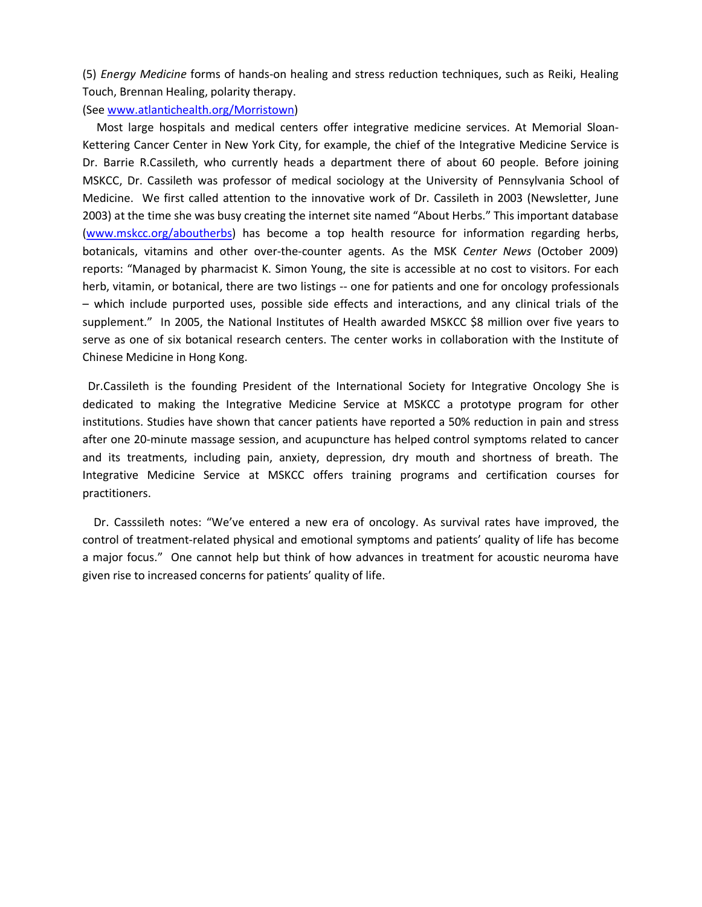(5) *Energy Medicine* forms of hands-on healing and stress reduction techniques, such as Reiki, Healing Touch, Brennan Healing, polarity therapy.

(See www.atlantichealth.org/Morristown)

Most large hospitals and medical centers offer integrative medicine services. At Memorial Sloan-Kettering Cancer Center in New York City, for example, the chief of the Integrative Medicine Service is Dr. Barrie R.Cassileth, who currently heads a department there of about 60 people. Before joining MSKCC, Dr. Cassileth was professor of medical sociology at the University of Pennsylvania School of Medicine. We first called attention to the innovative work of Dr. Cassileth in 2003 (Newsletter, June 2003) at the time she was busy creating the internet site named "About Herbs." This important database (www.mskcc.org/aboutherbs) has become a top health resource for information regarding herbs, botanicals, vitamins and other over-the-counter agents. As the MSK *Center News* (October 2009) reports: "Managed by pharmacist K. Simon Young, the site is accessible at no cost to visitors. For each herb, vitamin, or botanical, there are two listings -- one for patients and one for oncology professionals – which include purported uses, possible side effects and interactions, and any clinical trials of the supplement." In 2005, the National Institutes of Health awarded MSKCC $8 million over five years to serve as one of six botanical research centers. The center works in collaboration with the Institute of Chinese Medicine in Hong Kong.

Dr.Cassileth is the founding President of the International Society for Integrative Oncology She is dedicated to making the Integrative Medicine Service at MSKCC a prototype program for other institutions. Studies have shown that cancer patients have reported a 50% reduction in pain and stress after one 20-minute massage session, and acupuncture has helped control symptoms related to cancer and its treatments, including pain, anxiety, depression, dry mouth and shortness of breath. The Integrative Medicine Service at MSKCC offers training programs and certification courses for practitioners.

Dr. Casssileth notes: "We've entered a new era of oncology. As survival rates have improved, the control of treatment-related physical and emotional symptoms and patients' quality of life has become a major focus." One cannot help but think of how advances in treatment for acoustic neuroma have given rise to increased concerns for patients' quality of life.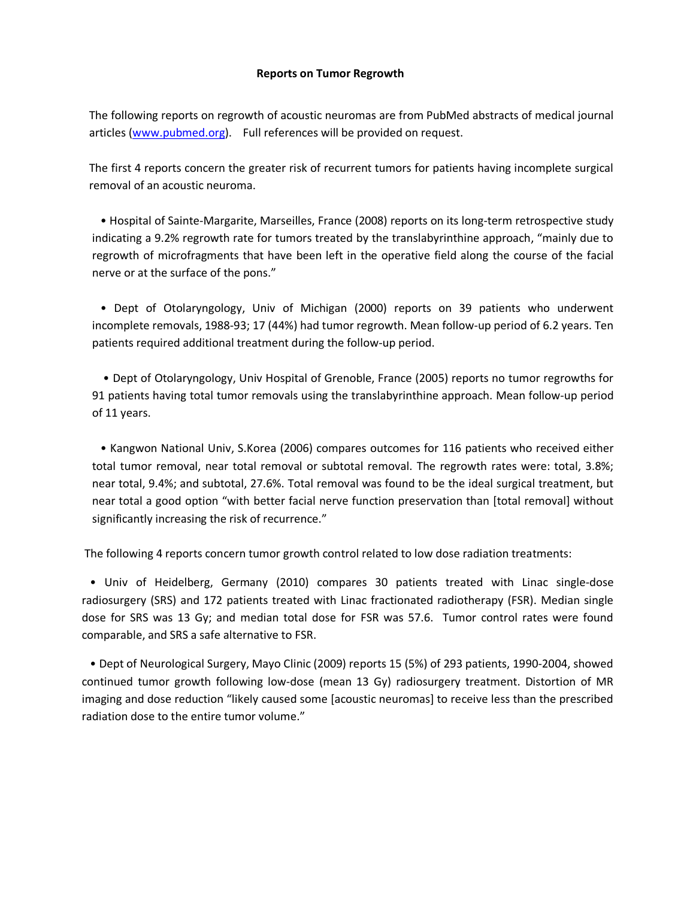**Reports on Tumor Regrowth**

The following reports on regrowth of acoustic neuromas are from PubMed abstracts of medical journal articles (www.pubmed.org). Full references will be provided on request.

The first 4 reports concern the greater risk of recurrent tumors for patients having incomplete surgical removal of an acoustic neuroma.

- Hospital of Sainte-Margarite, Marseilles, France (2008) reports on its long-term retrospective study indicating a 9.2% regrowth rate for tumors treated by the translabyrinthine approach, "mainly due to regrowth of microfragments that have been left in the operative field along the course of the facial nerve or at the surface of the pons."

- Dept of Otolaryngology, Univ of Michigan (2000) reports on 39 patients who underwent incomplete removals, 1988-93; 17 (44%) had tumor regrowth. Mean follow-up period of 6.2 years. Ten patients required additional treatment during the follow-up period.

- Dept of Otolaryngology, Univ Hospital of Grenoble, France (2005) reports no tumor regrowths for 91 patients having total tumor removals using the translabyrinthine approach. Mean follow-up period of 11 years.

- Kangwon National Univ, S.Korea (2006) compares outcomes for 116 patients who received either total tumor removal, near total removal or subtotal removal. The regrowth rates were: total, 3.8%; near total, 9.4%; and subtotal, 27.6%. Total removal was found to be the ideal surgical treatment, but near total a good option "with better facial nerve function preservation than [total removal] without significantly increasing the risk of recurrence."

The following 4 reports concern tumor growth control related to low dose radiation treatments:

- Univ of Heidelberg, Germany (2010) compares 30 patients treated with Linac single-dose radiosurgery (SRS) and 172 patients treated with Linac fractionated radiotherapy (FSR). Median single dose for SRS was 13 Gy; and median total dose for FSR was 57.6. Tumor control rates were found comparable, and SRS a safe alternative to FSR.

- Dept of Neurological Surgery, Mayo Clinic (2009) reports 15 (5%) of 293 patients, 1990-2004, showed continued tumor growth following low-dose (mean 13 Gy) radiosurgery treatment. Distortion of MR imaging and dose reduction "likely caused some [acoustic neuromas] to receive less than the prescribed radiation dose to the entire tumor volume."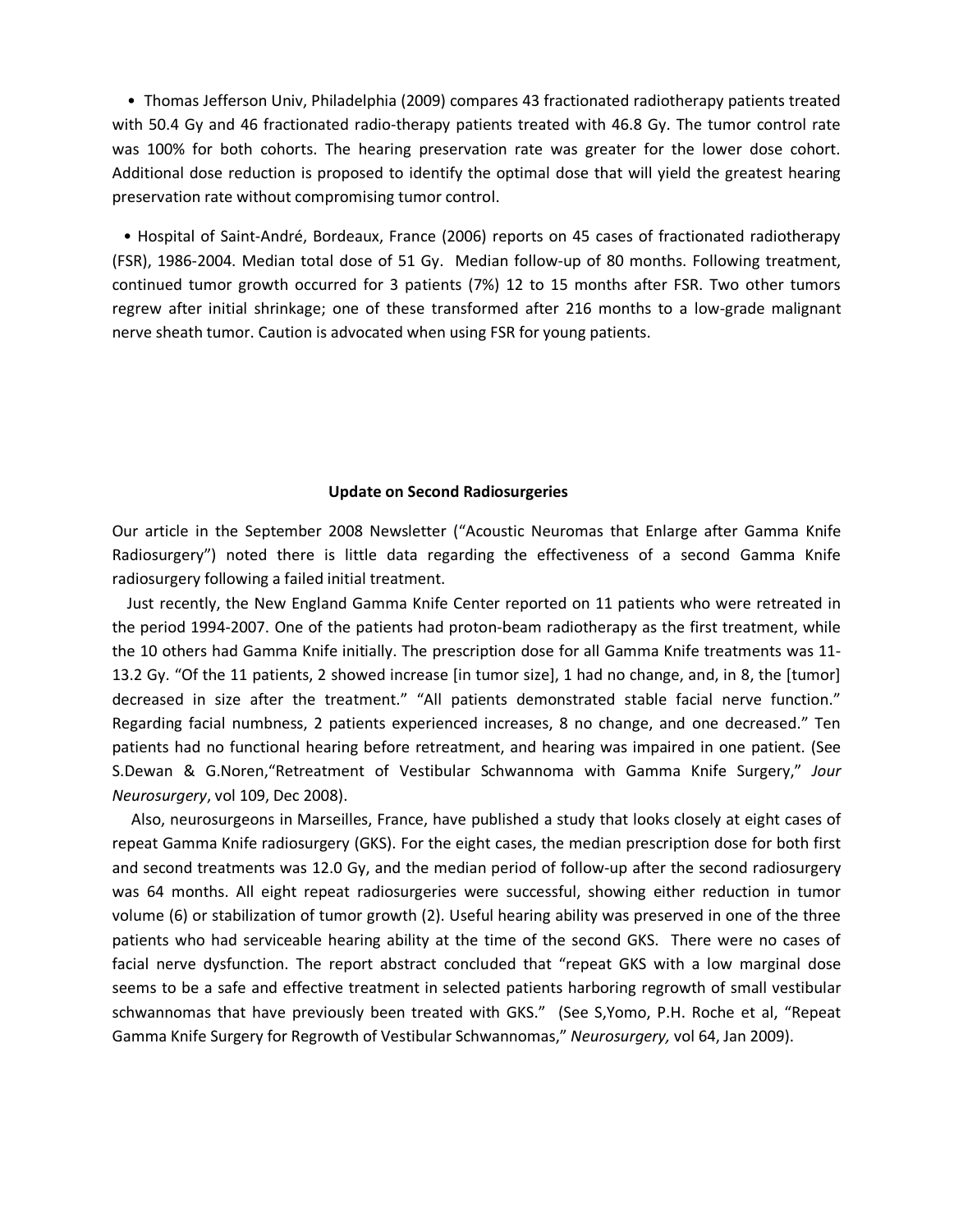- Thomas Jefferson Univ, Philadelphia (2009) compares 43 fractionated radiotherapy patients treated with 50.4 Gy and 46 fractionated radio-therapy patients treated with 46.8 Gy. The tumor control rate was 100% for both cohorts. The hearing preservation rate was greater for the lower dose cohort. Additional dose reduction is proposed to identify the optimal dose that will yield the greatest hearing preservation rate without compromising tumor control.

- Hospital of Saint-André, Bordeaux, France (2006) reports on 45 cases of fractionated radiotherapy (FSR), 1986-2004. Median total dose of 51 Gy. Median follow-up of 80 months. Following treatment, continued tumor growth occurred for 3 patients (7%) 12 to 15 months after FSR. Two other tumors regrew after initial shrinkage; one of these transformed after 216 months to a low-grade malignant nerve sheath tumor. Caution is advocated when using FSR for young patients.

## Update on Second Radiosurgeries

Our article in the September 2008 Newsletter ("Acoustic Neuromas that Enlarge after Gamma Knife Radiosurgery") noted there is little data regarding the effectiveness of a second Gamma Knife radiosurgery following a failed initial treatment.

Just recently, the New England Gamma Knife Center reported on 11 patients who were retreated in the period 1994-2007. One of the patients had proton-beam radiotherapy as the first treatment, while the 10 others had Gamma Knife initially. The prescription dose for all Gamma Knife treatments was 11-13.2 Gy. "Of the 11 patients, 2 showed increase [in tumor size], 1 had no change, and, in 8, the [tumor] decreased in size after the treatment." "All patients demonstrated stable facial nerve function." Regarding facial numbness, 2 patients experienced increases, 8 no change, and one decreased." Ten patients had no functional hearing before retreatment, and hearing was impaired in one patient. (See S.Dewan & G.Noren,"Retreatment of Vestibular Schwannoma with Gamma Knife Surgery," *Jour Neurosurgery*, vol 109, Dec 2008).

Also, neurosurgeons in Marseilles, France, have published a study that looks closely at eight cases of repeat Gamma Knife radiosurgery (GKS). For the eight cases, the median prescription dose for both first and second treatments was 12.0 Gy, and the median period of follow-up after the second radiosurgery was 64 months. All eight repeat radiosurgeries were successful, showing either reduction in tumor volume (6) or stabilization of tumor growth (2). Useful hearing ability was preserved in one of the three patients who had serviceable hearing ability at the time of the second GKS. There were no cases of facial nerve dysfunction. The report abstract concluded that "repeat GKS with a low marginal dose seems to be a safe and effective treatment in selected patients harboring regrowth of small vestibular schwannomas that have previously been treated with GKS." (See S,Yomo, P.H. Roche et al, "Repeat Gamma Knife Surgery for Regrowth of Vestibular Schwannomas," *Neurosurgery,* vol 64, Jan 2009).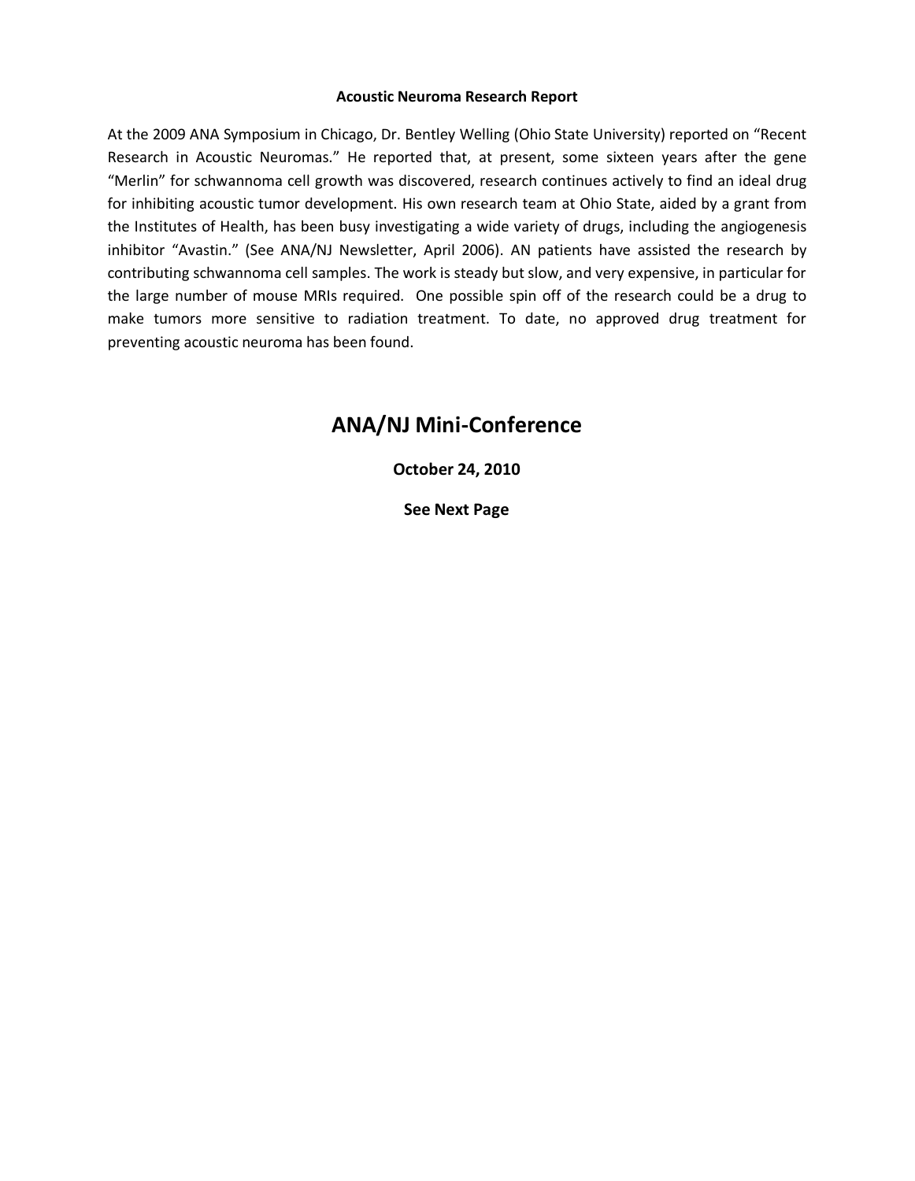**Acoustic Neuroma Research Report**

At the 2009 ANA Symposium in Chicago, Dr. Bentley Welling (Ohio State University) reported on "Recent Research in Acoustic Neuromas." He reported that, at present, some sixteen years after the gene "Merlin" for schwannoma cell growth was discovered, research continues actively to find an ideal drug for inhibiting acoustic tumor development. His own research team at Ohio State, aided by a grant from the Institutes of Health, has been busy investigating a wide variety of drugs, including the angiogenesis inhibitor "Avastin." (See ANA/NJ Newsletter, April 2006). AN patients have assisted the research by contributing schwannoma cell samples. The work is steady but slow, and very expensive, in particular for the large number of mouse MRIs required. One possible spin off of the research could be a drug to make tumors more sensitive to radiation treatment. To date, no approved drug treatment for preventing acoustic neuroma has been found.

## ANA/NJ Mini-Conference

**October 24, 2010**

**See Next Page**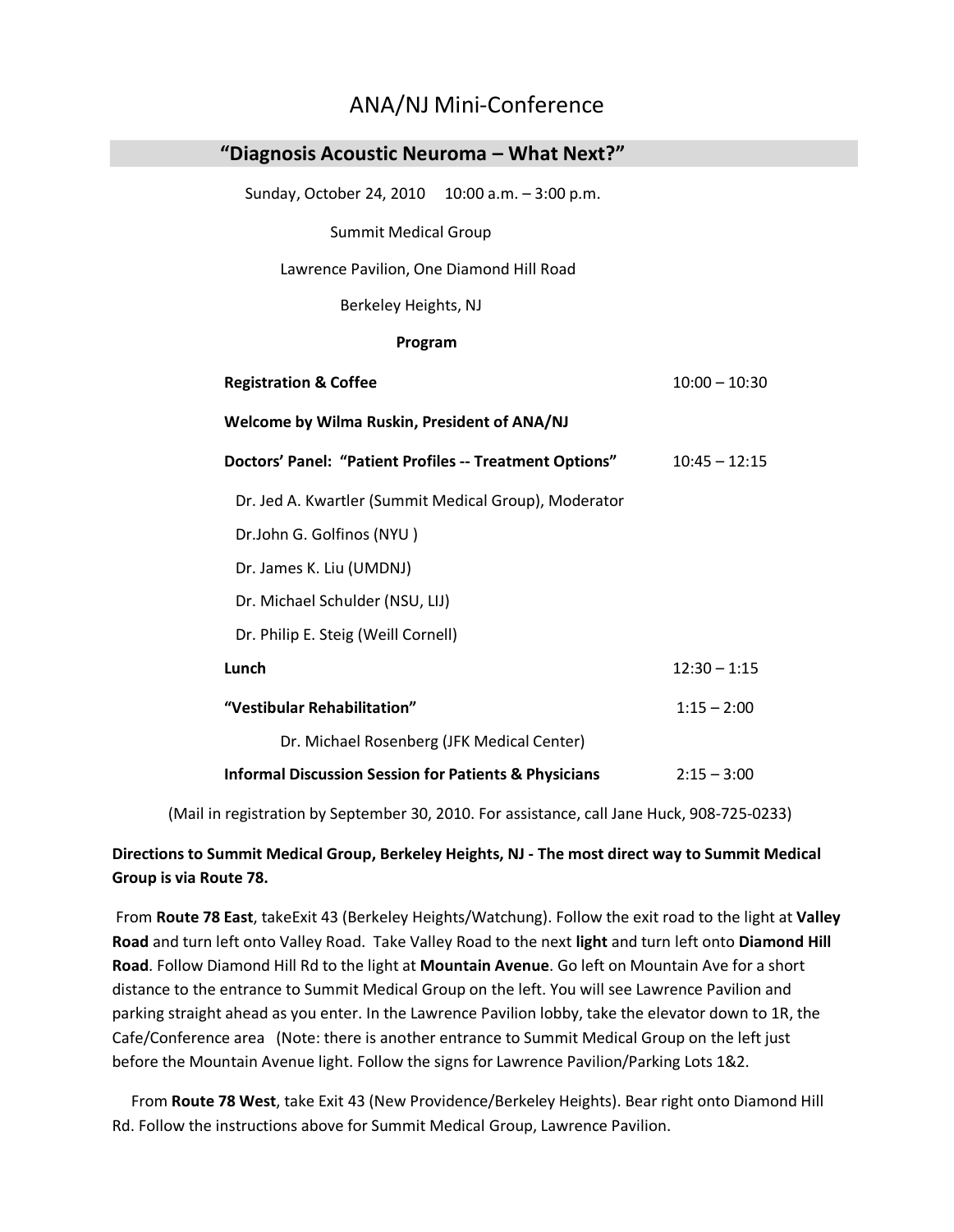# ANA/NJ Mini-Conference

## "Diagnosis Acoustic Neuroma – What Next?"

Sunday, October 24, 2010 10:00 a.m. – 3:00 p.m.

Summit Medical Group

Lawrence Pavilion, One Diamond Hill Road

Berkeley Heights, NJ

**Program**

| | |
|---|---|
| **Registration & Coffee** | 10:00 – 10:30 |
| **Welcome by Wilma Ruskin, President of ANA/NJ** | |
| **Doctors' Panel: "Patient Profiles -- Treatment Options"** | 10:45 – 12:15 |
| Dr. Jed A. Kwartler (Summit Medical Group), Moderator | |
| Dr.John G. Golfinos (NYU ) | |
| Dr. James K. Liu (UMDNJ) | |
| Dr. Michael Schulder (NSU, LIJ) | |
| Dr. Philip E. Steig (Weill Cornell) | |
| **Lunch** | 12:30 – 1:15 |
| **"Vestibular Rehabilitation"** | 1:15 – 2:00 |
| Dr. Michael Rosenberg (JFK Medical Center) | |
| **Informal Discussion Session for Patients & Physicians** | 2:15 – 3:00 |

(Mail in registration by September 30, 2010. For assistance, call Jane Huck, 908-725-0233)

**Directions to Summit Medical Group, Berkeley Heights, NJ - The most direct way to Summit Medical Group is via Route 78.**

From **Route 78 East**, takeExit 43 (Berkeley Heights/Watchung). Follow the exit road to the light at **Valley Road** and turn left onto Valley Road. Take Valley Road to the next **light** and turn left onto **Diamond Hill Road**. Follow Diamond Hill Rd to the light at **Mountain Avenue**. Go left on Mountain Ave for a short distance to the entrance to Summit Medical Group on the left. You will see Lawrence Pavilion and parking straight ahead as you enter. In the Lawrence Pavilion lobby, take the elevator down to 1R, the Cafe/Conference area (Note: there is another entrance to Summit Medical Group on the left just before the Mountain Avenue light. Follow the signs for Lawrence Pavilion/Parking Lots 1&2.

From **Route 78 West**, take Exit 43 (New Providence/Berkeley Heights). Bear right onto Diamond Hill Rd. Follow the instructions above for Summit Medical Group, Lawrence Pavilion.